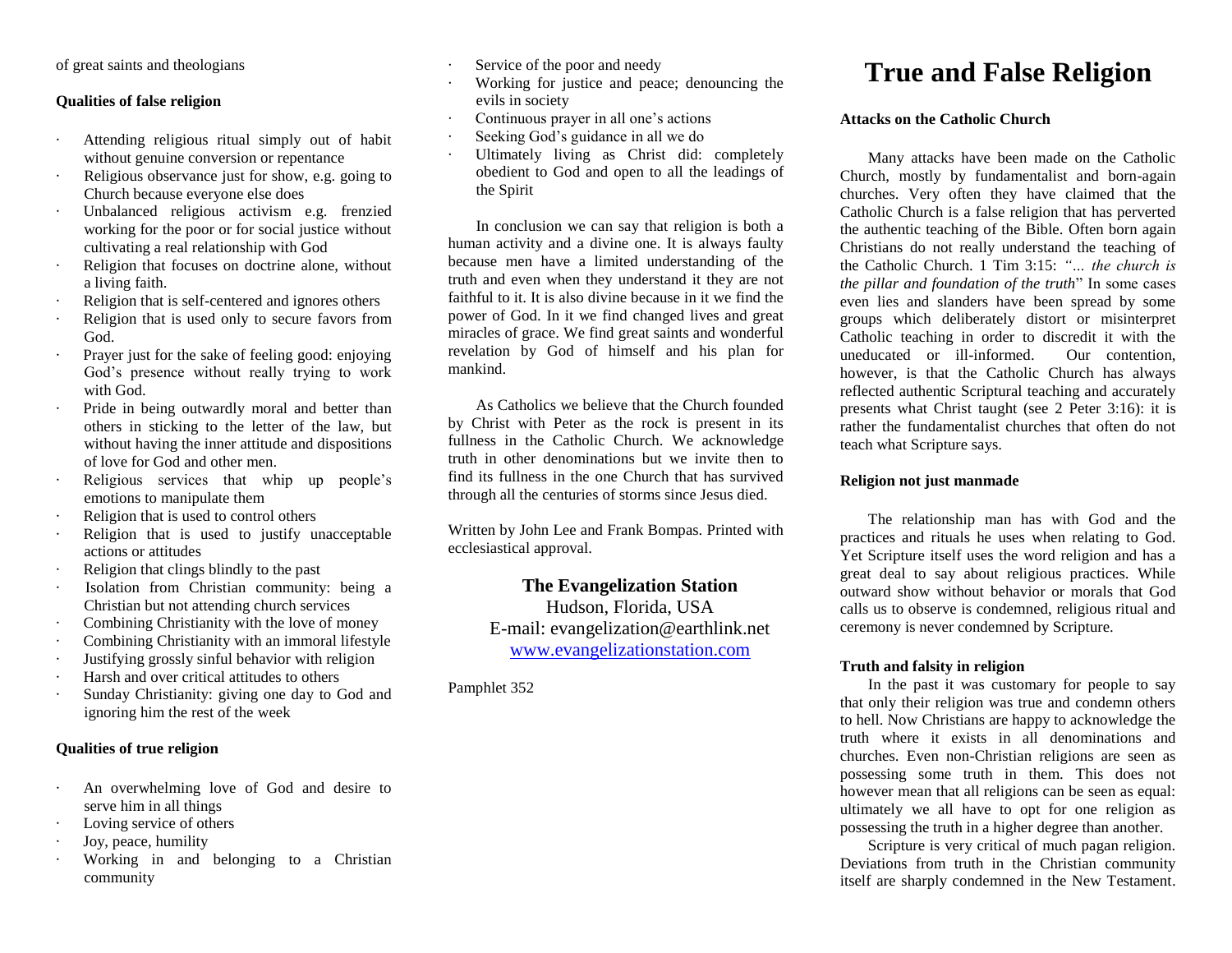# True and False Religion

### Attacks on the Catholic Church

Many attacks have been made on the Catholic Church, mostly by fundamentalist and born-again churches. Very often they have claimed that the Catholic Church is a false religion that has perverted the authentic teaching of the Bible. Often born again Christians do not really understand the teaching of the Catholic Church. 1 Tim 3:15: *"... the church is the pillar and foundation of the truth*" In some cases even lies and slanders have been spread by some groups which deliberately distort or misinterpret Catholic teaching in order to discredit it with the uneducated or ill-informed. Our contention, however, is that the Catholic Church has always reflected authentic Scriptural teaching and accurately presents what Christ taught (see 2 Peter 3:16): it is rather the fundamentalist churches that often do not teach what Scripture says.

### Religion not just manmade

The relationship man has with God and the practices and rituals he uses when relating to God. Yet Scripture itself uses the word religion and has a great deal to say about religious practices. While outward show without behavior or morals that God calls us to observe is condemned, religious ritual and ceremony is never condemned by Scripture.

### Truth and falsity in religion

In the past it was customary for people to say that only their religion was true and condemn others to hell. Now Christians are happy to acknowledge the truth where it exists in all denominations and churches. Even non-Christian religions are seen as possessing some truth in them. This does not however mean that all religions can be seen as equal: ultimately we all have to opt for one religion as possessing the truth in a higher degree than another.

Scripture is very critical of much pagan religion. Deviations from truth in the Christian community itself are sharply condemned in the New Testament.

of great saints and theologians

### Qualities of false religion

- Attending religious ritual simply out of habit without genuine conversion or repentance
- Religious observance just for show, e.g. going to Church because everyone else does
- Unbalanced religious activism e.g. frenzied working for the poor or for social justice without cultivating a real relationship with God
- Religion that focuses on doctrine alone, without a living faith.
- Religion that is self-centered and ignores others
- Religion that is used only to secure favors from God.
- Prayer just for the sake of feeling good: enjoying God's presence without really trying to work with God.
- Pride in being outwardly moral and better than others in sticking to the letter of the law, but without having the inner attitude and dispositions of love for God and other men.
- Religious services that whip up people's emotions to manipulate them
- Religion that is used to control others
- Religion that is used to justify unacceptable actions or attitudes
- Religion that clings blindly to the past
- Isolation from Christian community: being a Christian but not attending church services
- Combining Christianity with the love of money
- Combining Christianity with an immoral lifestyle
- Justifying grossly sinful behavior with religion
- Harsh and over critical attitudes to others
- Sunday Christianity: giving one day to God and ignoring him the rest of the week

### Qualities of true religion

- An overwhelming love of God and desire to serve him in all things
- Loving service of others
- Joy, peace, humility
- Working in and belonging to a Christian community
- Service of the poor and needy
- Working for justice and peace; denouncing the evils in society
- Continuous prayer in all one's actions
- Seeking God's guidance in all we do
- Ultimately living as Christ did: completely obedient to God and open to all the leadings of the Spirit

In conclusion we can say that religion is both a human activity and a divine one. It is always faulty because men have a limited understanding of the truth and even when they understand it they are not faithful to it. It is also divine because in it we find the power of God. In it we find changed lives and great miracles of grace. We find great saints and wonderful revelation by God of himself and his plan for mankind.

As Catholics we believe that the Church founded by Christ with Peter as the rock is present in its fullness in the Catholic Church. We acknowledge truth in other denominations but we invite then to find its fullness in the one Church that has survived through all the centuries of storms since Jesus died.

Written by John Lee and Frank Bompas. Printed with ecclesiastical approval.

**The Evangelization Station**
Hudson, Florida, USA
E-mail: evangelization@earthlink.net
www.evangelizationstation.com

Pamphlet 352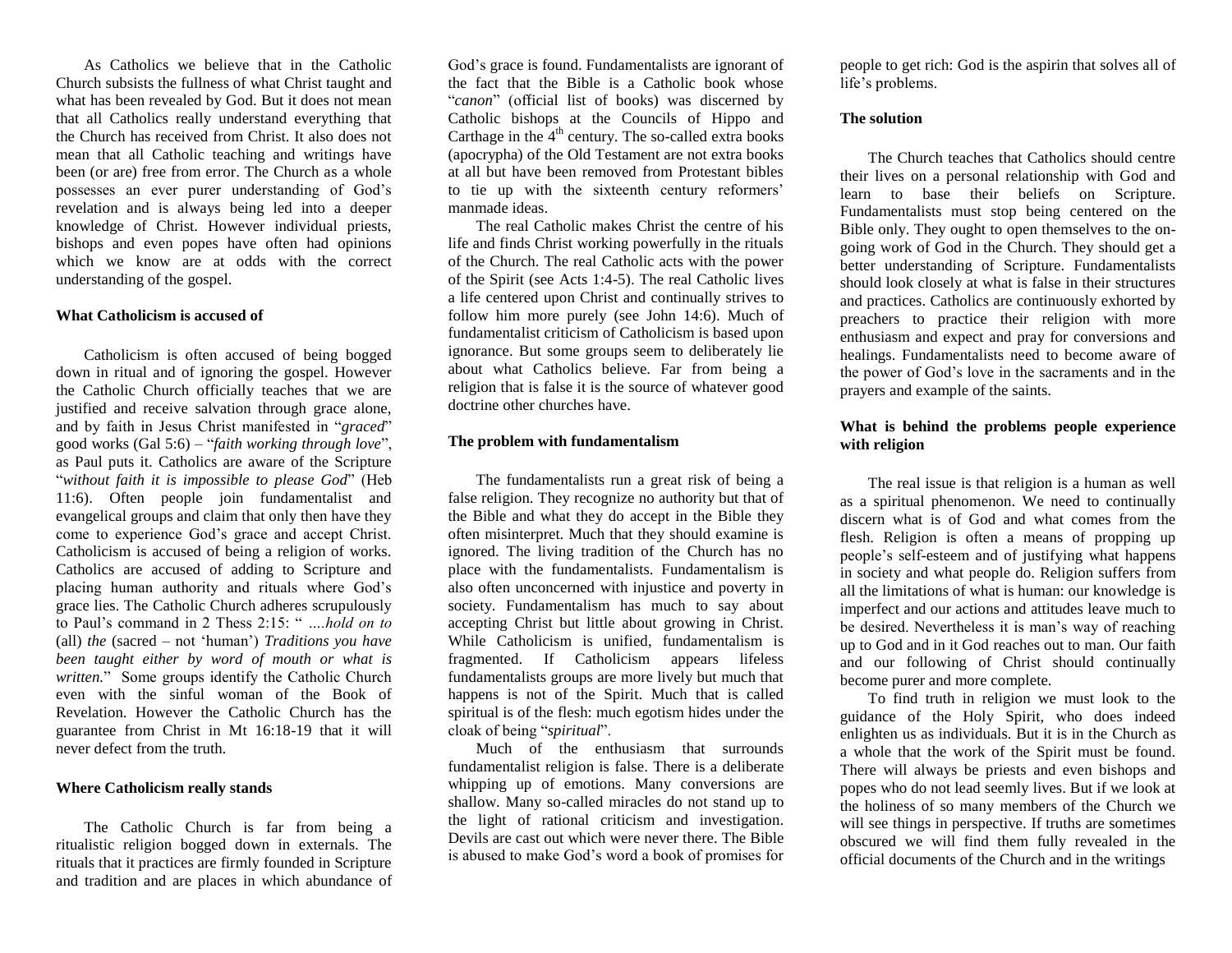As Catholics we believe that in the Catholic Church subsists the fullness of what Christ taught and what has been revealed by God. But it does not mean that all Catholics really understand everything that the Church has received from Christ. It also does not mean that all Catholic teaching and writings have been (or are) free from error. The Church as a whole possesses an ever purer understanding of God's revelation and is always being led into a deeper knowledge of Christ. However individual priests, bishops and even popes have often had opinions which we know are at odds with the correct understanding of the gospel.

#### What Catholicism is accused of

Catholicism is often accused of being bogged down in ritual and of ignoring the gospel. However the Catholic Church officially teaches that we are justified and receive salvation through grace alone, and by faith in Jesus Christ manifested in "*graced*" good works (Gal 5:6) – "*faith working through love*", as Paul puts it. Catholics are aware of the Scripture "*without faith it is impossible to please God*" (Heb 11:6). Often people join fundamentalist and evangelical groups and claim that only then have they come to experience God's grace and accept Christ. Catholicism is accused of being a religion of works. Catholics are accused of adding to Scripture and placing human authority and rituals where God's grace lies. The Catholic Church adheres scrupulously to Paul's command in 2 Thess 2:15: " *….hold on to* (all) *the* (sacred – not 'human') *Traditions you have been taught either by word of mouth or what is written.*" Some groups identify the Catholic Church even with the sinful woman of the Book of Revelation. However the Catholic Church has the guarantee from Christ in Mt 16:18-19 that it will never defect from the truth.

#### Where Catholicism really stands

The Catholic Church is far from being a ritualistic religion bogged down in externals. The rituals that it practices are firmly founded in Scripture and tradition and are places in which abundance of God's grace is found. Fundamentalists are ignorant of the fact that the Bible is a Catholic book whose "*canon*" (official list of books) was discerned by Catholic bishops at the Councils of Hippo and Carthage in the 4th century. The so-called extra books (apocrypha) of the Old Testament are not extra books at all but have been removed from Protestant bibles to tie up with the sixteenth century reformers' manmade ideas.

The real Catholic makes Christ the centre of his life and finds Christ working powerfully in the rituals of the Church. The real Catholic acts with the power of the Spirit (see Acts 1:4-5). The real Catholic lives a life centered upon Christ and continually strives to follow him more purely (see John 14:6). Much of fundamentalist criticism of Catholicism is based upon ignorance. But some groups seem to deliberately lie about what Catholics believe. Far from being a religion that is false it is the source of whatever good doctrine other churches have.

#### The problem with fundamentalism

The fundamentalists run a great risk of being a false religion. They recognize no authority but that of the Bible and what they do accept in the Bible they often misinterpret. Much that they should examine is ignored. The living tradition of the Church has no place with the fundamentalists. Fundamentalism is also often unconcerned with injustice and poverty in society. Fundamentalism has much to say about accepting Christ but little about growing in Christ. While Catholicism is unified, fundamentalism is fragmented. If Catholicism appears lifeless fundamentalists groups are more lively but much that happens is not of the Spirit. Much that is called spiritual is of the flesh: much egotism hides under the cloak of being "*spiritual*".

Much of the enthusiasm that surrounds fundamentalist religion is false. There is a deliberate whipping up of emotions. Many conversions are shallow. Many so-called miracles do not stand up to the light of rational criticism and investigation. Devils are cast out which were never there. The Bible is abused to make God's word a book of promises for people to get rich: God is the aspirin that solves all of life's problems.

#### The solution

The Church teaches that Catholics should centre their lives on a personal relationship with God and learn to base their beliefs on Scripture. Fundamentalists must stop being centered on the Bible only. They ought to open themselves to the on-going work of God in the Church. They should get a better understanding of Scripture. Fundamentalists should look closely at what is false in their structures and practices. Catholics are continuously exhorted by preachers to practice their religion with more enthusiasm and expect and pray for conversions and healings. Fundamentalists need to become aware of the power of God's love in the sacraments and in the prayers and example of the saints.

#### What is behind the problems people experience with religion

The real issue is that religion is a human as well as a spiritual phenomenon. We need to continually discern what is of God and what comes from the flesh. Religion is often a means of propping up people's self-esteem and of justifying what happens in society and what people do. Religion suffers from all the limitations of what is human: our knowledge is imperfect and our actions and attitudes leave much to be desired. Nevertheless it is man's way of reaching up to God and in it God reaches out to man. Our faith and our following of Christ should continually become purer and more complete.

To find truth in religion we must look to the guidance of the Holy Spirit, who does indeed enlighten us as individuals. But it is in the Church as a whole that the work of the Spirit must be found. There will always be priests and even bishops and popes who do not lead seemly lives. But if we look at the holiness of so many members of the Church we will see things in perspective. If truths are sometimes obscured we will find them fully revealed in the official documents of the Church and in the writings